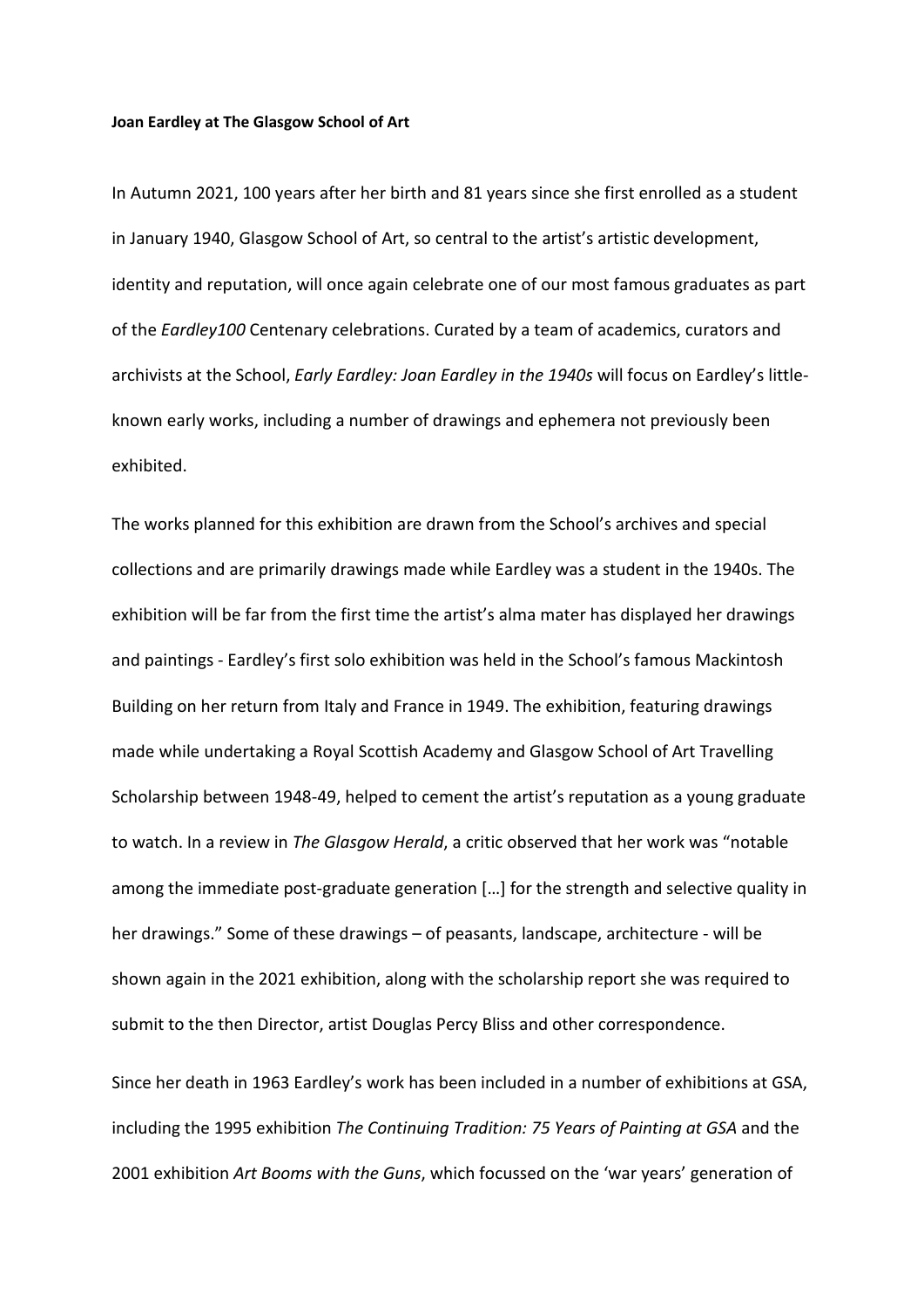**Joan Eardley at The Glasgow School of Art**

In Autumn 2021, 100 years after her birth and 81 years since she first enrolled as a student in January 1940, Glasgow School of Art, so central to the artist's artistic development, identity and reputation, will once again celebrate one of our most famous graduates as part of the *Eardley100* Centenary celebrations. Curated by a team of academics, curators and archivists at the School, *Early Eardley: Joan Eardley in the 1940s* will focus on Eardley's little-known early works, including a number of drawings and ephemera not previously been exhibited.

The works planned for this exhibition are drawn from the School's archives and special collections and are primarily drawings made while Eardley was a student in the 1940s. The exhibition will be far from the first time the artist's alma mater has displayed her drawings and paintings - Eardley's first solo exhibition was held in the School's famous Mackintosh Building on her return from Italy and France in 1949. The exhibition, featuring drawings made while undertaking a Royal Scottish Academy and Glasgow School of Art Travelling Scholarship between 1948-49, helped to cement the artist's reputation as a young graduate to watch. In a review in *The Glasgow Herald*, a critic observed that her work was "notable among the immediate post-graduate generation […] for the strength and selective quality in her drawings." Some of these drawings – of peasants, landscape, architecture - will be shown again in the 2021 exhibition, along with the scholarship report she was required to submit to the then Director, artist Douglas Percy Bliss and other correspondence.

Since her death in 1963 Eardley's work has been included in a number of exhibitions at GSA, including the 1995 exhibition *The Continuing Tradition: 75 Years of Painting at GSA* and the 2001 exhibition *Art Booms with the Guns*, which focussed on the 'war years' generation of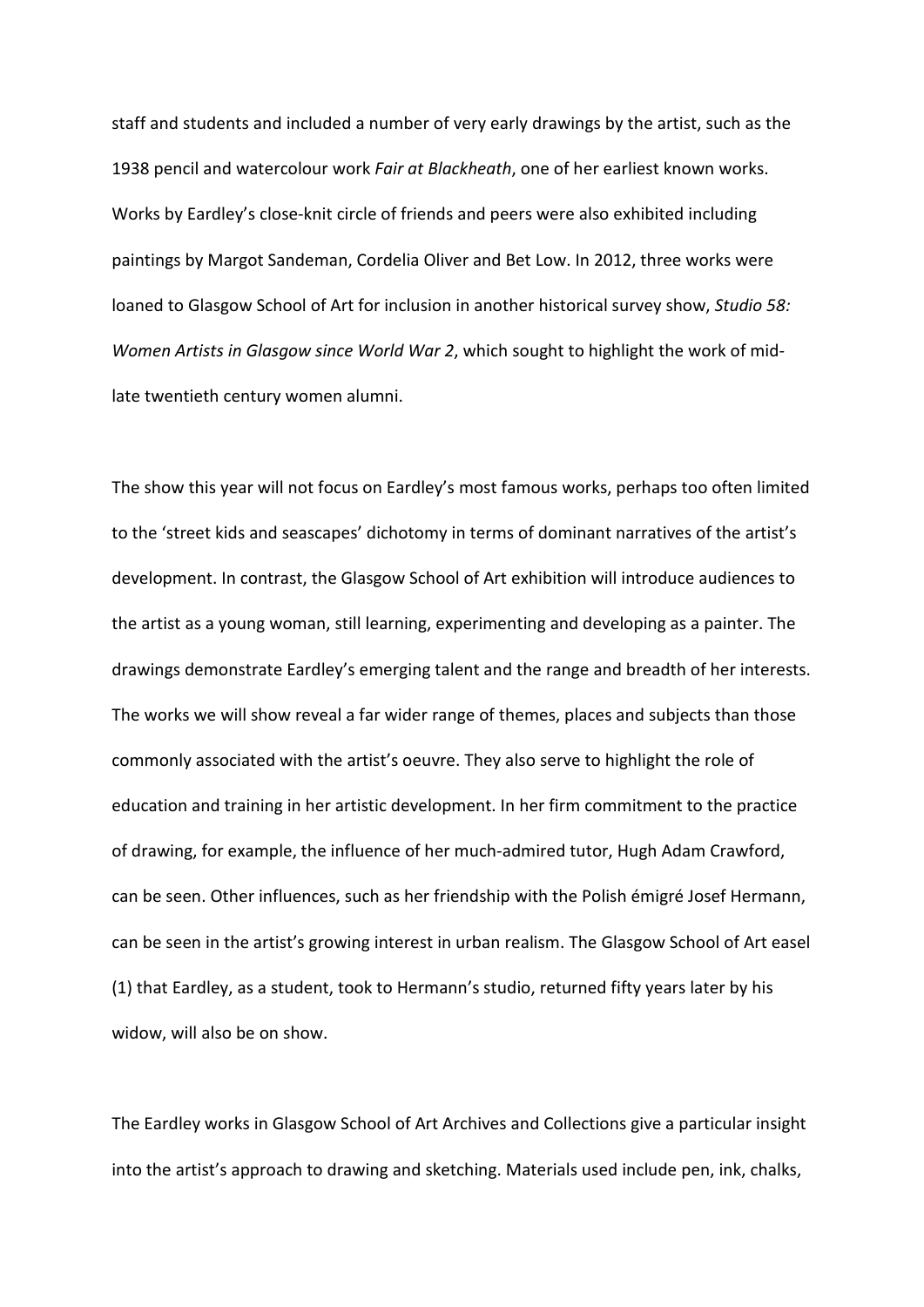staff and students and included a number of very early drawings by the artist, such as the 1938 pencil and watercolour work *Fair at Blackheath*, one of her earliest known works. Works by Eardley's close-knit circle of friends and peers were also exhibited including paintings by Margot Sandeman, Cordelia Oliver and Bet Low. In 2012, three works were loaned to Glasgow School of Art for inclusion in another historical survey show, *Studio 58: Women Artists in Glasgow since World War 2*, which sought to highlight the work of mid-late twentieth century women alumni.

The show this year will not focus on Eardley's most famous works, perhaps too often limited to the 'street kids and seascapes' dichotomy in terms of dominant narratives of the artist's development. In contrast, the Glasgow School of Art exhibition will introduce audiences to the artist as a young woman, still learning, experimenting and developing as a painter. The drawings demonstrate Eardley's emerging talent and the range and breadth of her interests. The works we will show reveal a far wider range of themes, places and subjects than those commonly associated with the artist's oeuvre. They also serve to highlight the role of education and training in her artistic development. In her firm commitment to the practice of drawing, for example, the influence of her much-admired tutor, Hugh Adam Crawford, can be seen. Other influences, such as her friendship with the Polish émigré Josef Hermann, can be seen in the artist's growing interest in urban realism. The Glasgow School of Art easel (1) that Eardley, as a student, took to Hermann's studio, returned fifty years later by his widow, will also be on show.

The Eardley works in Glasgow School of Art Archives and Collections give a particular insight into the artist's approach to drawing and sketching. Materials used include pen, ink, chalks,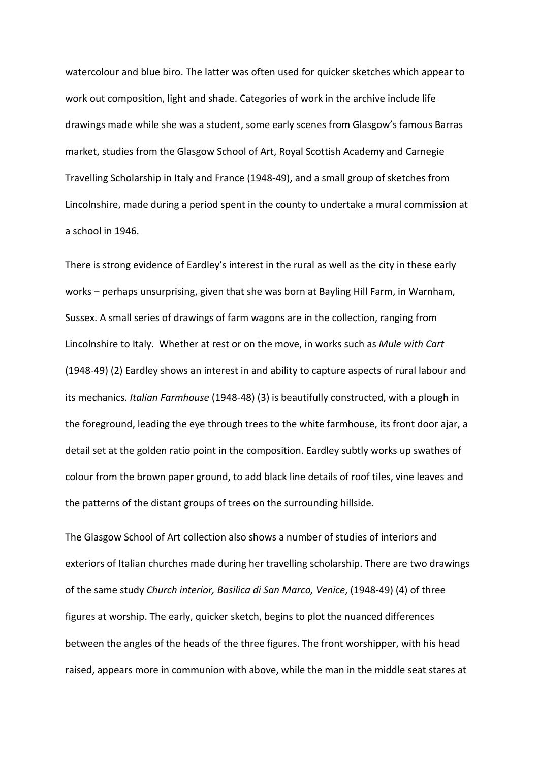watercolour and blue biro. The latter was often used for quicker sketches which appear to work out composition, light and shade. Categories of work in the archive include life drawings made while she was a student, some early scenes from Glasgow's famous Barras market, studies from the Glasgow School of Art, Royal Scottish Academy and Carnegie Travelling Scholarship in Italy and France (1948-49), and a small group of sketches from Lincolnshire, made during a period spent in the county to undertake a mural commission at a school in 1946.

There is strong evidence of Eardley's interest in the rural as well as the city in these early works – perhaps unsurprising, given that she was born at Bayling Hill Farm, in Warnham, Sussex. A small series of drawings of farm wagons are in the collection, ranging from Lincolnshire to Italy. Whether at rest or on the move, in works such as *Mule with Cart* (1948-49) (2) Eardley shows an interest in and ability to capture aspects of rural labour and its mechanics. *Italian Farmhouse* (1948-48) (3) is beautifully constructed, with a plough in the foreground, leading the eye through trees to the white farmhouse, its front door ajar, a detail set at the golden ratio point in the composition. Eardley subtly works up swathes of colour from the brown paper ground, to add black line details of roof tiles, vine leaves and the patterns of the distant groups of trees on the surrounding hillside.

The Glasgow School of Art collection also shows a number of studies of interiors and exteriors of Italian churches made during her travelling scholarship. There are two drawings of the same study *Church interior, Basilica di San Marco, Venice*, (1948-49) (4) of three figures at worship. The early, quicker sketch, begins to plot the nuanced differences between the angles of the heads of the three figures. The front worshipper, with his head raised, appears more in communion with above, while the man in the middle seat stares at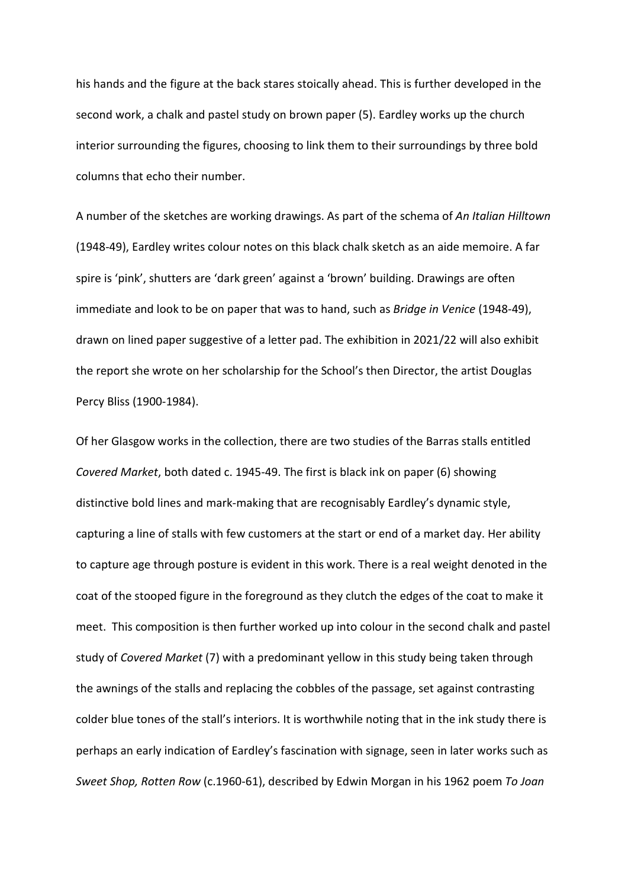his hands and the figure at the back stares stoically ahead. This is further developed in the second work, a chalk and pastel study on brown paper (5). Eardley works up the church interior surrounding the figures, choosing to link them to their surroundings by three bold columns that echo their number.

A number of the sketches are working drawings. As part of the schema of *An Italian Hilltown* (1948-49), Eardley writes colour notes on this black chalk sketch as an aide memoire. A far spire is 'pink', shutters are 'dark green' against a 'brown' building. Drawings are often immediate and look to be on paper that was to hand, such as *Bridge in Venice* (1948-49), drawn on lined paper suggestive of a letter pad. The exhibition in 2021/22 will also exhibit the report she wrote on her scholarship for the School's then Director, the artist Douglas Percy Bliss (1900-1984).

Of her Glasgow works in the collection, there are two studies of the Barras stalls entitled *Covered Market*, both dated c. 1945-49. The first is black ink on paper (6) showing distinctive bold lines and mark-making that are recognisably Eardley's dynamic style, capturing a line of stalls with few customers at the start or end of a market day. Her ability to capture age through posture is evident in this work. There is a real weight denoted in the coat of the stooped figure in the foreground as they clutch the edges of the coat to make it meet. This composition is then further worked up into colour in the second chalk and pastel study of *Covered Market* (7) with a predominant yellow in this study being taken through the awnings of the stalls and replacing the cobbles of the passage, set against contrasting colder blue tones of the stall's interiors. It is worthwhile noting that in the ink study there is perhaps an early indication of Eardley's fascination with signage, seen in later works such as *Sweet Shop, Rotten Row* (c.1960-61), described by Edwin Morgan in his 1962 poem *To Joan*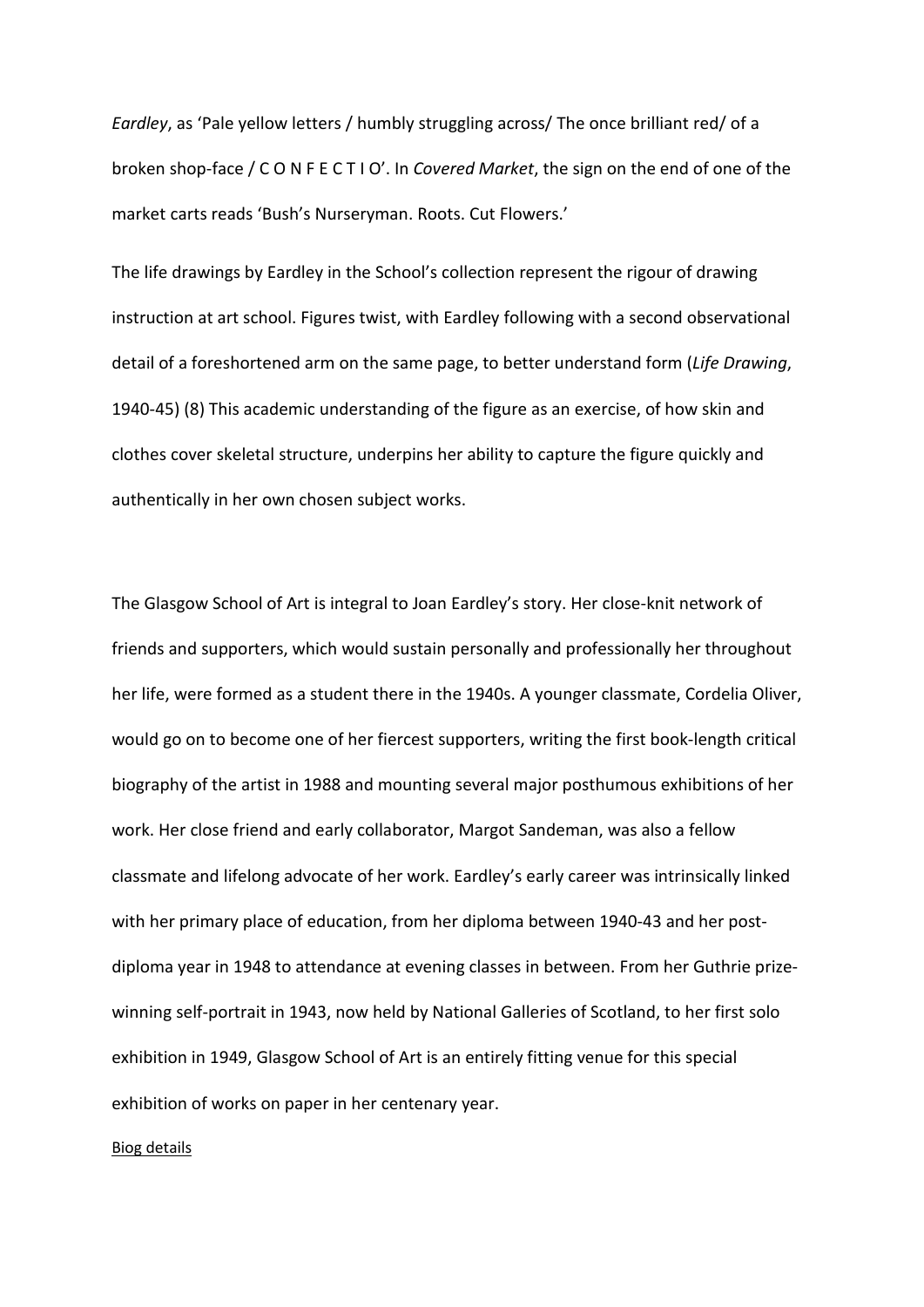*Eardley*, as 'Pale yellow letters / humbly struggling across/ The once brilliant red/ of a broken shop-face / C O N F E C T I O'. In *Covered Market*, the sign on the end of one of the market carts reads 'Bush's Nurseryman. Roots. Cut Flowers.'

The life drawings by Eardley in the School's collection represent the rigour of drawing instruction at art school. Figures twist, with Eardley following with a second observational detail of a foreshortened arm on the same page, to better understand form (*Life Drawing*, 1940-45) (8) This academic understanding of the figure as an exercise, of how skin and clothes cover skeletal structure, underpins her ability to capture the figure quickly and authentically in her own chosen subject works.

The Glasgow School of Art is integral to Joan Eardley's story. Her close-knit network of friends and supporters, which would sustain personally and professionally her throughout her life, were formed as a student there in the 1940s. A younger classmate, Cordelia Oliver, would go on to become one of her fiercest supporters, writing the first book-length critical biography of the artist in 1988 and mounting several major posthumous exhibitions of her work. Her close friend and early collaborator, Margot Sandeman, was also a fellow classmate and lifelong advocate of her work. Eardley's early career was intrinsically linked with her primary place of education, from her diploma between 1940-43 and her post-diploma year in 1948 to attendance at evening classes in between. From her Guthrie prize-winning self-portrait in 1943, now held by National Galleries of Scotland, to her first solo exhibition in 1949, Glasgow School of Art is an entirely fitting venue for this special exhibition of works on paper in her centenary year.

Biog details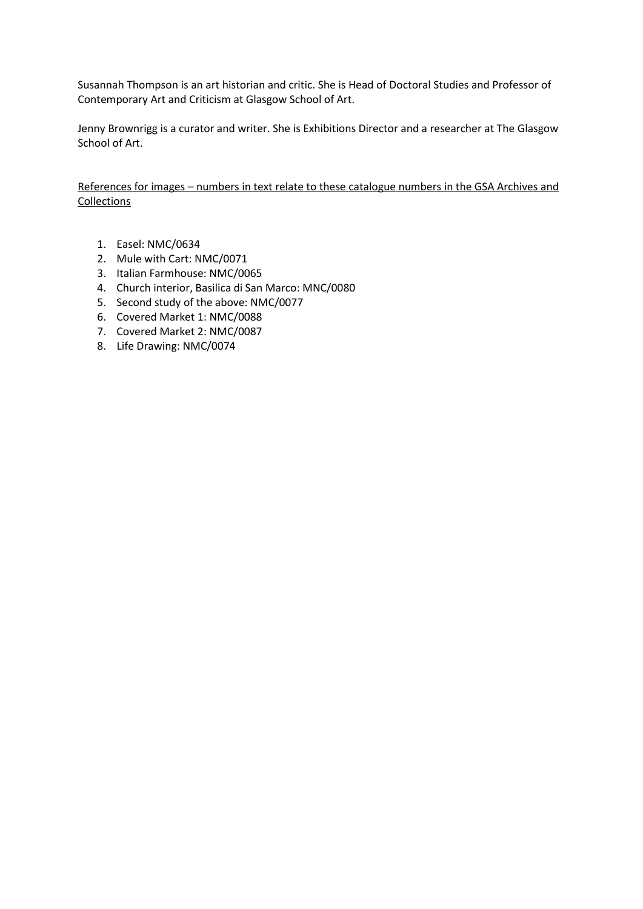Susannah Thompson is an art historian and critic. She is Head of Doctoral Studies and Professor of Contemporary Art and Criticism at Glasgow School of Art.

Jenny Brownrigg is a curator and writer. She is Exhibitions Director and a researcher at The Glasgow School of Art.

<u>References for images – numbers in text relate to these catalogue numbers in the GSA Archives and Collections</u>

1. Easel: NMC/0634
2. Mule with Cart: NMC/0071
3. Italian Farmhouse: NMC/0065
4. Church interior, Basilica di San Marco: MNC/0080
5. Second study of the above: NMC/0077
6. Covered Market 1: NMC/0088
7. Covered Market 2: NMC/0087
8. Life Drawing: NMC/0074